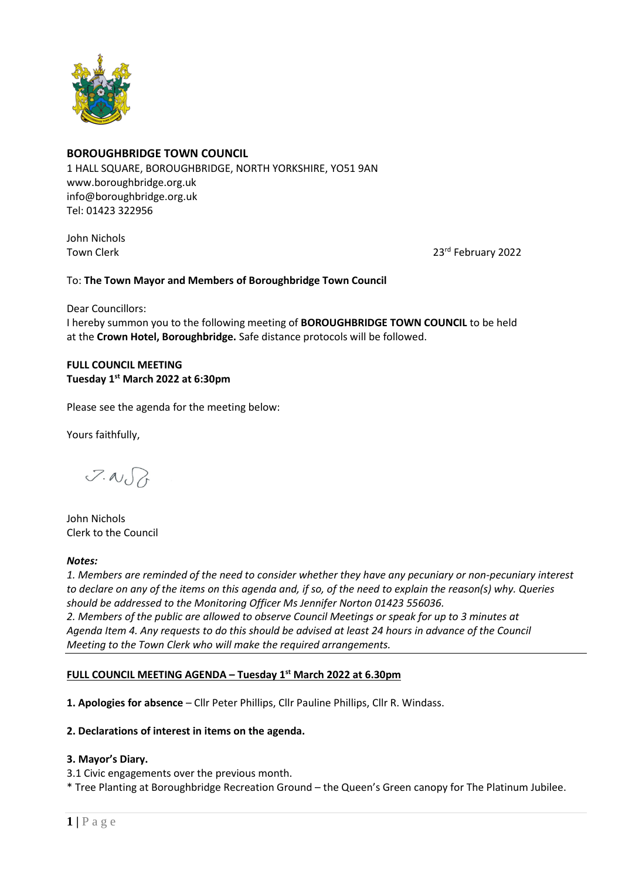**BOROUGHBRIDGE TOWN COUNCIL**
1 HALL SQUARE, BOROUGHBRIDGE, NORTH YORKSHIRE, YO51 9AN
www.boroughbridge.org.uk
info@boroughbridge.org.uk
Tel: 01423 322956

John Nichols
Town Clerk

23rd February 2022

To: **The Town Mayor and Members of Boroughbridge Town Council**

Dear Councillors:
I hereby summon you to the following meeting of **BOROUGHBRIDGE TOWN COUNCIL** to be held at the **Crown Hotel, Boroughbridge.** Safe distance protocols will be followed.

**FULL COUNCIL MEETING**
**Tuesday 1st March 2022 at 6:30pm**

Please see the agenda for the meeting below:

Yours faithfully,

J.N

John Nichols
Clerk to the Council

***Notes:***
*1. Members are reminded of the need to consider whether they have any pecuniary or non-pecuniary interest to declare on any of the items on this agenda and, if so, of the need to explain the reason(s) why. Queries should be addressed to the Monitoring Officer Ms Jennifer Norton 01423 556036.*
*2. Members of the public are allowed to observe Council Meetings or speak for up to 3 minutes at Agenda Item 4. Any requests to do this should be advised at least 24 hours in advance of the Council Meeting to the Town Clerk who will make the required arrangements.*

---

## FULL COUNCIL MEETING AGENDA – Tuesday 1st March 2022 at 6.30pm

**1. Apologies for absence** – Cllr Peter Phillips, Cllr Pauline Phillips, Cllr R. Windass.

**2. Declarations of interest in items on the agenda.**

**3. Mayor's Diary.**
3.1 Civic engagements over the previous month.
* Tree Planting at Boroughbridge Recreation Ground – the Queen's Green canopy for The Platinum Jubilee.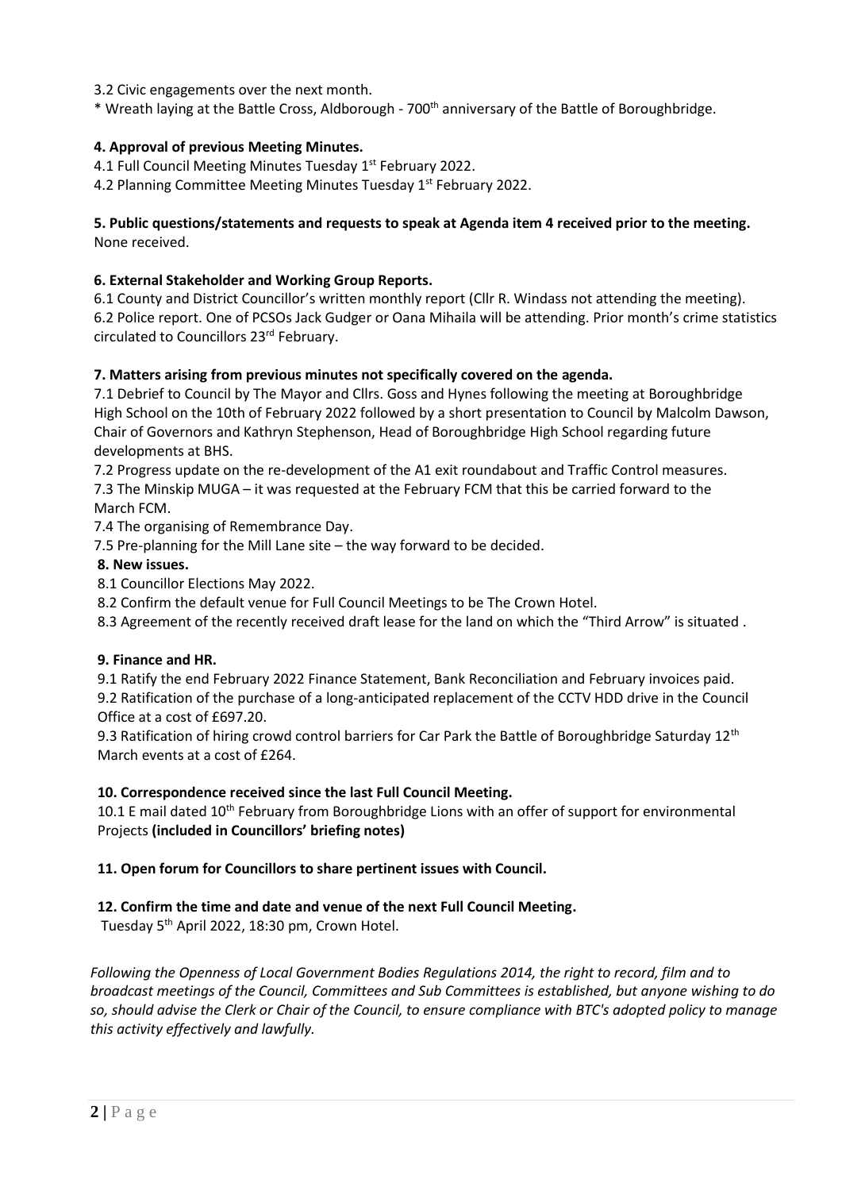3.2 Civic engagements over the next month.

* Wreath laying at the Battle Cross, Aldborough - 700th anniversary of the Battle of Boroughbridge.

**4. Approval of previous Meeting Minutes.**

4.1 Full Council Meeting Minutes Tuesday 1st February 2022.

4.2 Planning Committee Meeting Minutes Tuesday 1st February 2022.

**5. Public questions/statements and requests to speak at Agenda item 4 received prior to the meeting.**

None received.

**6. External Stakeholder and Working Group Reports.**

6.1 County and District Councillor's written monthly report (Cllr R. Windass not attending the meeting).

6.2 Police report. One of PCSOs Jack Gudger or Oana Mihaila will be attending. Prior month's crime statistics circulated to Councillors 23rd February.

**7. Matters arising from previous minutes not specifically covered on the agenda.**

7.1 Debrief to Council by The Mayor and Cllrs. Goss and Hynes following the meeting at Boroughbridge High School on the 10th of February 2022 followed by a short presentation to Council by Malcolm Dawson, Chair of Governors and Kathryn Stephenson, Head of Boroughbridge High School regarding future developments at BHS.

7.2 Progress update on the re-development of the A1 exit roundabout and Traffic Control measures.

7.3 The Minskip MUGA – it was requested at the February FCM that this be carried forward to the March FCM.

7.4 The organising of Remembrance Day.

7.5 Pre-planning for the Mill Lane site – the way forward to be decided.

**8. New issues.**

8.1 Councillor Elections May 2022.

8.2 Confirm the default venue for Full Council Meetings to be The Crown Hotel.

8.3 Agreement of the recently received draft lease for the land on which the "Third Arrow" is situated .

**9. Finance and HR.**

9.1 Ratify the end February 2022 Finance Statement, Bank Reconciliation and February invoices paid.

9.2 Ratification of the purchase of a long-anticipated replacement of the CCTV HDD drive in the Council Office at a cost of £697.20.

9.3 Ratification of hiring crowd control barriers for Car Park the Battle of Boroughbridge Saturday 12th March events at a cost of £264.

**10. Correspondence received since the last Full Council Meeting.**

10.1 E mail dated 10th February from Boroughbridge Lions with an offer of support for environmental Projects **(included in Councillors' briefing notes)**

**11. Open forum for Councillors to share pertinent issues with Council.**

**12. Confirm the time and date and venue of the next Full Council Meeting.**

Tuesday 5th April 2022, 18:30 pm, Crown Hotel.

*Following the Openness of Local Government Bodies Regulations 2014, the right to record, film and to broadcast meetings of the Council, Committees and Sub Committees is established, but anyone wishing to do so, should advise the Clerk or Chair of the Council, to ensure compliance with BTC's adopted policy to manage this activity effectively and lawfully.*